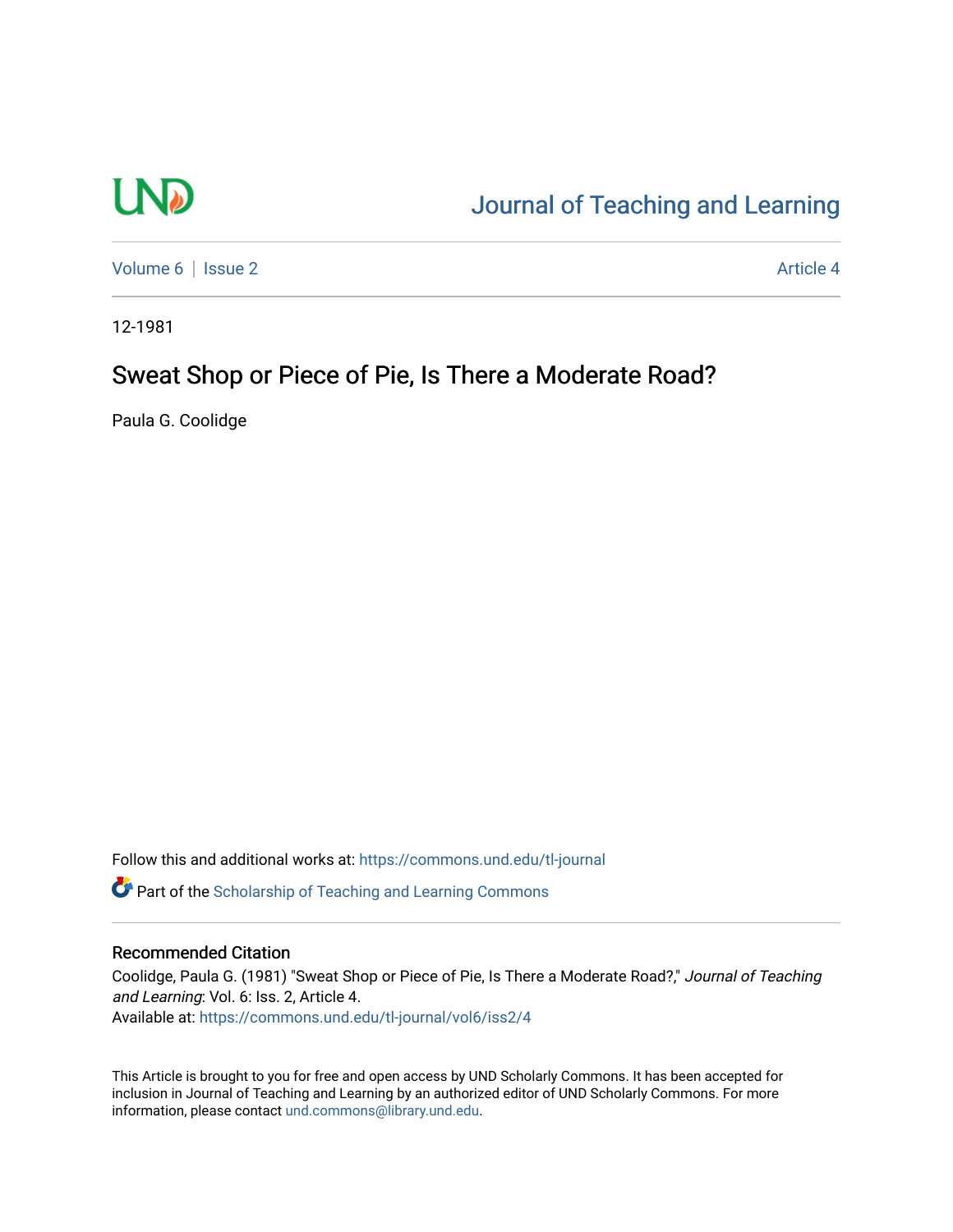Journal of Teaching and Learning

Volume 6 | Issue 2 Article 4

12-1981

# Sweat Shop or Piece of Pie, Is There a Moderate Road?

Paula G. Coolidge

Follow this and additional works at: https://commons.und.edu/tl-journal

Part of the Scholarship of Teaching and Learning Commons

## Recommended Citation

Coolidge, Paula G. (1981) "Sweat Shop or Piece of Pie, Is There a Moderate Road?," *Journal of Teaching and Learning*: Vol. 6: Iss. 2, Article 4.
Available at: https://commons.und.edu/tl-journal/vol6/iss2/4

This Article is brought to you for free and open access by UND Scholarly Commons. It has been accepted for inclusion in Journal of Teaching and Learning by an authorized editor of UND Scholarly Commons. For more information, please contact und.commons@library.und.edu.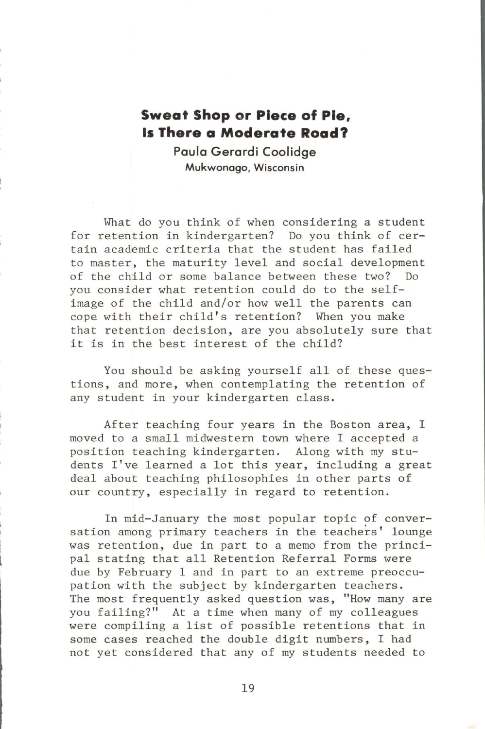## Sweat Shop or Piece of Pie, Is There a Moderate Road?

**Paula Gerardi Coolidge**
Mukwonago, Wisconsin

What do you think of when considering a student for retention in kindergarten? Do you think of certain academic criteria that the student has failed to master, the maturity level and social development of the child or some balance between these two? Do you consider what retention could do to the self-image of the child and/or how well the parents can cope with their child's retention? When you make that retention decision, are you absolutely sure that it is in the best interest of the child?

You should be asking yourself all of these questions, and more, when contemplating the retention of any student in your kindergarten class.

After teaching four years in the Boston area, I moved to a small midwestern town where I accepted a position teaching kindergarten. Along with my students I've learned a lot this year, including a great deal about teaching philosophies in other parts of our country, especially in regard to retention.

In mid-January the most popular topic of conversation among primary teachers in the teachers' lounge was retention, due in part to a memo from the principal stating that all Retention Referral Forms were due by February 1 and in part to an extreme preoccupation with the subject by kindergarten teachers. The most frequently asked question was, "How many are you failing?" At a time when many of my colleagues were compiling a list of possible retentions that in some cases reached the double digit numbers, I had not yet considered that any of my students needed to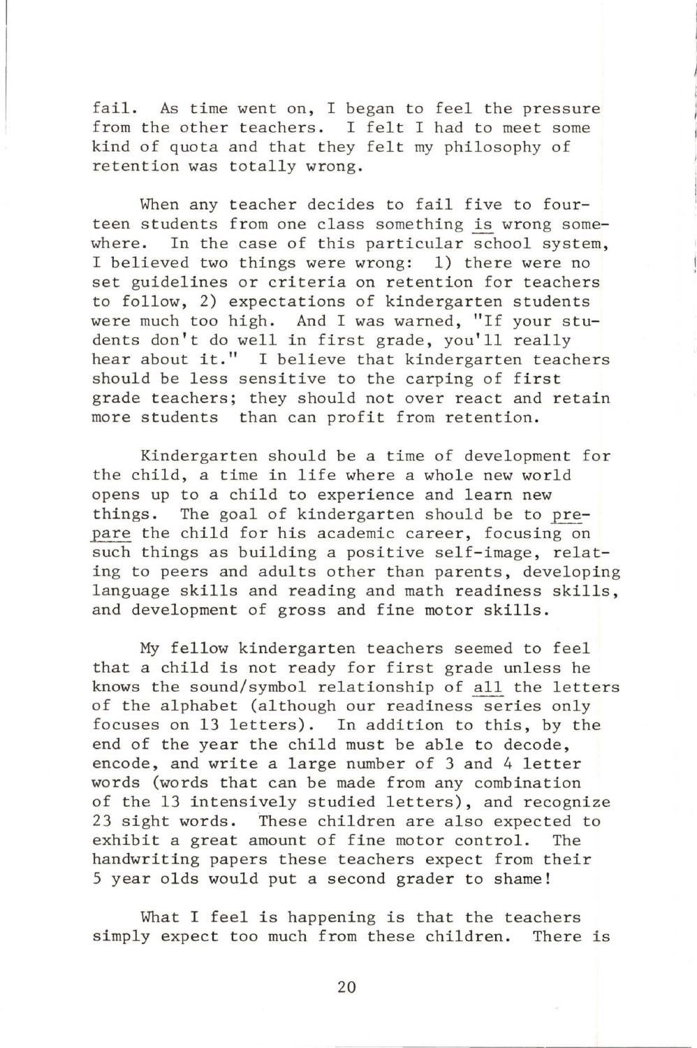fail. As time went on, I began to feel the pressure from the other teachers. I felt I had to meet some kind of quota and that they felt my philosophy of retention was totally wrong.

When any teacher decides to fail five to fourteen students from one class something is wrong somewhere. In the case of this particular school system, I believed two things were wrong: 1) there were no set guidelines or criteria on retention for teachers to follow, 2) expectations of kindergarten students were much too high. And I was warned, "If your students don't do well in first grade, you'll really hear about it." I believe that kindergarten teachers should be less sensitive to the carping of first grade teachers; they should not over react and retain more students than can profit from retention.

Kindergarten should be a time of development for the child, a time in life where a whole new world opens up to a child to experience and learn new things. The goal of kindergarten should be to prepare the child for his academic career, focusing on such things as building a positive self-image, relating to peers and adults other than parents, developing language skills and reading and math readiness skills, and development of gross and fine motor skills.

My fellow kindergarten teachers seemed to feel that a child is not ready for first grade unless he knows the sound/symbol relationship of all the letters of the alphabet (although our readiness series only focuses on 13 letters). In addition to this, by the end of the year the child must be able to decode, encode, and write a large number of 3 and 4 letter words (words that can be made from any combination of the 13 intensively studied letters), and recognize 23 sight words. These children are also expected to exhibit a great amount of fine motor control. The handwriting papers these teachers expect from their 5 year olds would put a second grader to shame!

What I feel is happening is that the teachers simply expect too much from these children. There is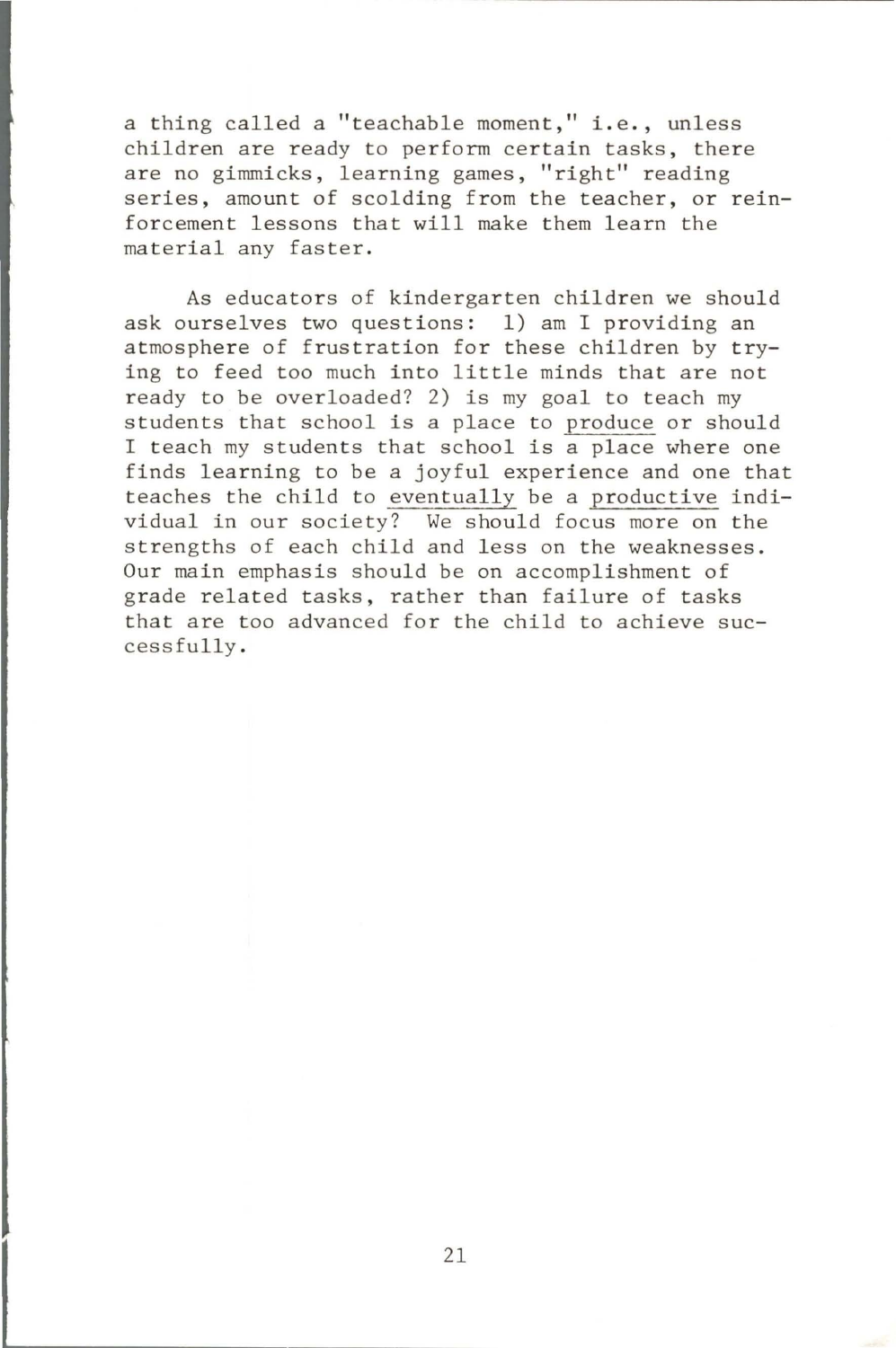a thing called a "teachable moment," i.e., unless children are ready to perform certain tasks, there are no gimmicks, learning games, "right" reading series, amount of scolding from the teacher, or reinforcement lessons that will make them learn the material any faster.

As educators of kindergarten children we should ask ourselves two questions: 1) am I providing an atmosphere of frustration for these children by trying to feed too much into little minds that are not ready to be overloaded? 2) is my goal to teach my students that school is a place to <u>produce</u> or should I teach my students that school is a place where one finds learning to be a joyful experience and one that teaches the child to <u>eventually</u> be a <u>productive</u> individual in our society? We should focus more on the strengths of each child and less on the weaknesses. Our main emphasis should be on accomplishment of grade related tasks, rather than failure of tasks that are too advanced for the child to achieve successfully.